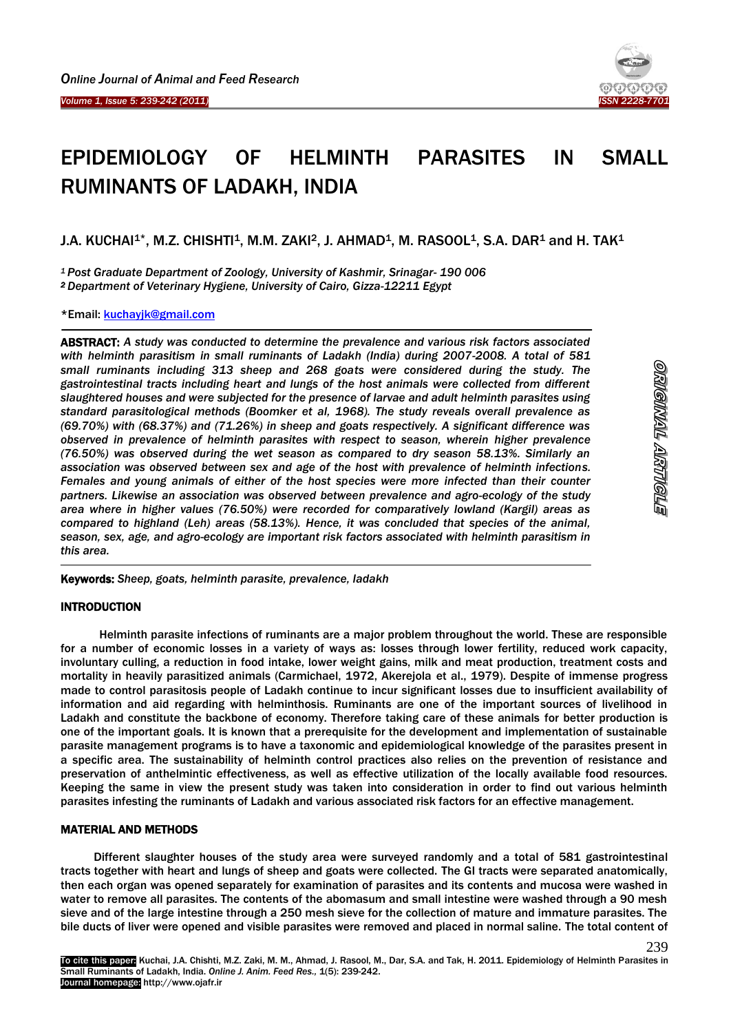# EPIDEMIOLOGY OF HELMINTH PARASITES IN SMALL RUMINANTS OF LADAKH, INDIA

J.A. KUCHAI[1]*, M.Z. CHISHTI[1], M.M. ZAKI[2], J. AHMAD[1], M. RASOOL[1], S.A. DAR[1] and H. TAK[1]

*[1] Post Graduate Department of Zoology, University of Kashmir, Srinagar- 190 006*
*[2] Department of Veterinary Hygiene, University of Cairo, Gizza-12211 Egypt*

*Email: kuchayjk@gmail.com

**ABSTRACT:** *A study was conducted to determine the prevalence and various risk factors associated with helminth parasitism in small ruminants of Ladakh (India) during 2007-2008. A total of 581 small ruminants including 313 sheep and 268 goats were considered during the study. The gastrointestinal tracts including heart and lungs of the host animals were collected from different slaughtered houses and were subjected for the presence of larvae and adult helminth parasites using standard parasitological methods (Boomker et al, 1968). The study reveals overall prevalence as (69.70%) with (68.37%) and (71.26%) in sheep and goats respectively. A significant difference was observed in prevalence of helminth parasites with respect to season, wherein higher prevalence (76.50%) was observed during the wet season as compared to dry season 58.13%. Similarly an association was observed between sex and age of the host with prevalence of helminth infections. Females and young animals of either of the host species were more infected than their counter partners. Likewise an association was observed between prevalence and agro-ecology of the study area where in higher values (76.50%) were recorded for comparatively lowland (Kargil) areas as compared to highland (Leh) areas (58.13%). Hence, it was concluded that species of the animal, season, sex, age, and agro-ecology are important risk factors associated with helminth parasitism in this area.*

**Keywords:** *Sheep, goats, helminth parasite, prevalence, ladakh*

ORIGINAL ARTICLE

## INTRODUCTION

Helminth parasite infections of ruminants are a major problem throughout the world. These are responsible for a number of economic losses in a variety of ways as: losses through lower fertility, reduced work capacity, involuntary culling, a reduction in food intake, lower weight gains, milk and meat production, treatment costs and mortality in heavily parasitized animals (Carmichael, 1972, Akerejola et al., 1979). Despite of immense progress made to control parasitosis people of Ladakh continue to incur significant losses due to insufficient availability of information and aid regarding with helminthosis. Ruminants are one of the important sources of livelihood in Ladakh and constitute the backbone of economy. Therefore taking care of these animals for better production is one of the important goals. It is known that a prerequisite for the development and implementation of sustainable parasite management programs is to have a taxonomic and epidemiological knowledge of the parasites present in a specific area. The sustainability of helminth control practices also relies on the prevention of resistance and preservation of anthelmintic effectiveness, as well as effective utilization of the locally available food resources. Keeping the same in view the present study was taken into consideration in order to find out various helminth parasites infesting the ruminants of Ladakh and various associated risk factors for an effective management.

## MATERIAL AND METHODS

Different slaughter houses of the study area were surveyed randomly and a total of 581 gastrointestinal tracts together with heart and lungs of sheep and goats were collected. The GI tracts were separated anatomically, then each organ was opened separately for examination of parasites and its contents and mucosa were washed in water to remove all parasites. The contents of the abomasum and small intestine were washed through a 90 mesh sieve and of the large intestine through a 250 mesh sieve for the collection of mature and immature parasites. The bile ducts of liver were opened and visible parasites were removed and placed in normal saline. The total content of

**To cite this paper:** Kuchai, J.A. Chishti, M.Z. Zaki, M. M., Ahmad, J. Rasool, M., Dar, S.A. and Tak, H. 2011. Epidemiology of Helminth Parasites in Small Ruminants of Ladakh, India. *Online J. Anim. Feed Res.,* 1(5): 239-242.
**Journal homepage:** http://www.ojafr.ir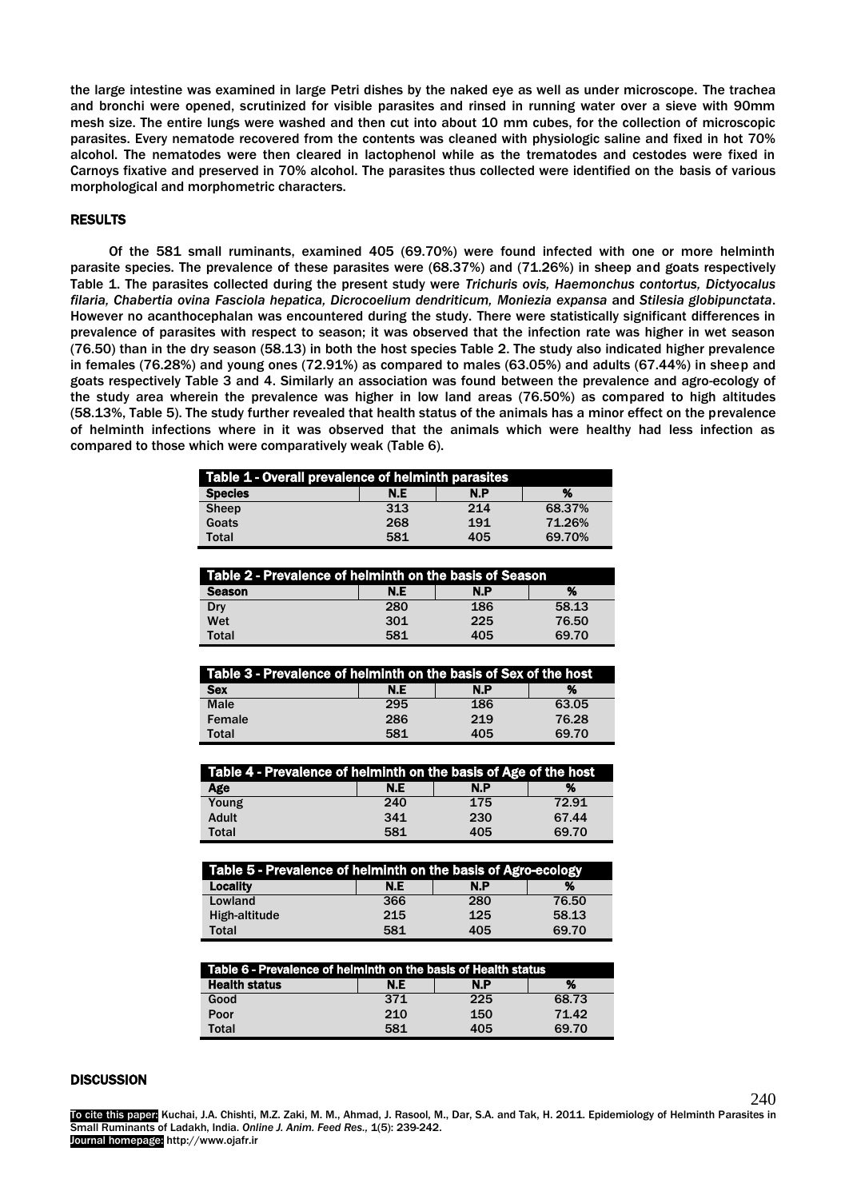the large intestine was examined in large Petri dishes by the naked eye as well as under microscope. The trachea and bronchi were opened, scrutinized for visible parasites and rinsed in running water over a sieve with 90mm mesh size. The entire lungs were washed and then cut into about 10 mm cubes, for the collection of microscopic parasites. Every nematode recovered from the contents was cleaned with physiologic saline and fixed in hot 70% alcohol. The nematodes were then cleared in lactophenol while as the trematodes and cestodes were fixed in Carnoys fixative and preserved in 70% alcohol. The parasites thus collected were identified on the basis of various morphological and morphometric characters.

## RESULTS

Of the 581 small ruminants, examined 405 (69.70%) were found infected with one or more helminth parasite species. The prevalence of these parasites were (68.37%) and (71.26%) in sheep and goats respectively Table 1. The parasites collected during the present study were *Trichuris ovis, Haemonchus contortus, Dictyocalus filaria, Chabertia ovina Fasciola hepatica, Dicrocoelium dendriticum, Moniezia expansa* and *Stilesia globipunctata*. However no acanthocephalan was encountered during the study. There were statistically significant differences in prevalence of parasites with respect to season; it was observed that the infection rate was higher in wet season (76.50) than in the dry season (58.13) in both the host species Table 2. The study also indicated higher prevalence in females (76.28%) and young ones (72.91%) as compared to males (63.05%) and adults (67.44%) in sheep and goats respectively Table 3 and 4. Similarly an association was found between the prevalence and agro-ecology of the study area wherein the prevalence was higher in low land areas (76.50%) as compared to high altitudes (58.13%, Table 5). The study further revealed that health status of the animals has a minor effect on the prevalence of helminth infections where in it was observed that the animals which were healthy had less infection as compared to those which were comparatively weak (Table 6).

**Table 1 - Overall prevalence of helminth parasites**

| Species | N.E | N.P | % |
|---|---|---|---|
| Sheep | 313 | 214 | 68.37% |
| Goats | 268 | 191 | 71.26% |
| Total | 581 | 405 | 69.70% |

**Table 2 - Prevalence of helminth on the basis of Season**

| Season | N.E | N.P | % |
|---|---|---|---|
| Dry | 280 | 186 | 58.13 |
| Wet | 301 | 225 | 76.50 |
| Total | 581 | 405 | 69.70 |

**Table 3 - Prevalence of helminth on the basis of Sex of the host**

| Sex | N.E | N.P | % |
|---|---|---|---|
| Male | 295 | 186 | 63.05 |
| Female | 286 | 219 | 76.28 |
| Total | 581 | 405 | 69.70 |

**Table 4 - Prevalence of helminth on the basis of Age of the host**

| Age | N.E | N.P | % |
|---|---|---|---|
| Young | 240 | 175 | 72.91 |
| Adult | 341 | 230 | 67.44 |
| Total | 581 | 405 | 69.70 |

**Table 5 - Prevalence of helminth on the basis of Agro-ecology**

| Locality | N.E | N.P | % |
|---|---|---|---|
| Lowland | 366 | 280 | 76.50 |
| High-altitude | 215 | 125 | 58.13 |
| Total | 581 | 405 | 69.70 |

**Table 6 - Prevalence of helminth on the basis of Health status**

| Health status | N.E | N.P | % |
|---|---|---|---|
| Good | 371 | 225 | 68.73 |
| Poor | 210 | 150 | 71.42 |
| Total | 581 | 405 | 69.70 |

## DISCUSSION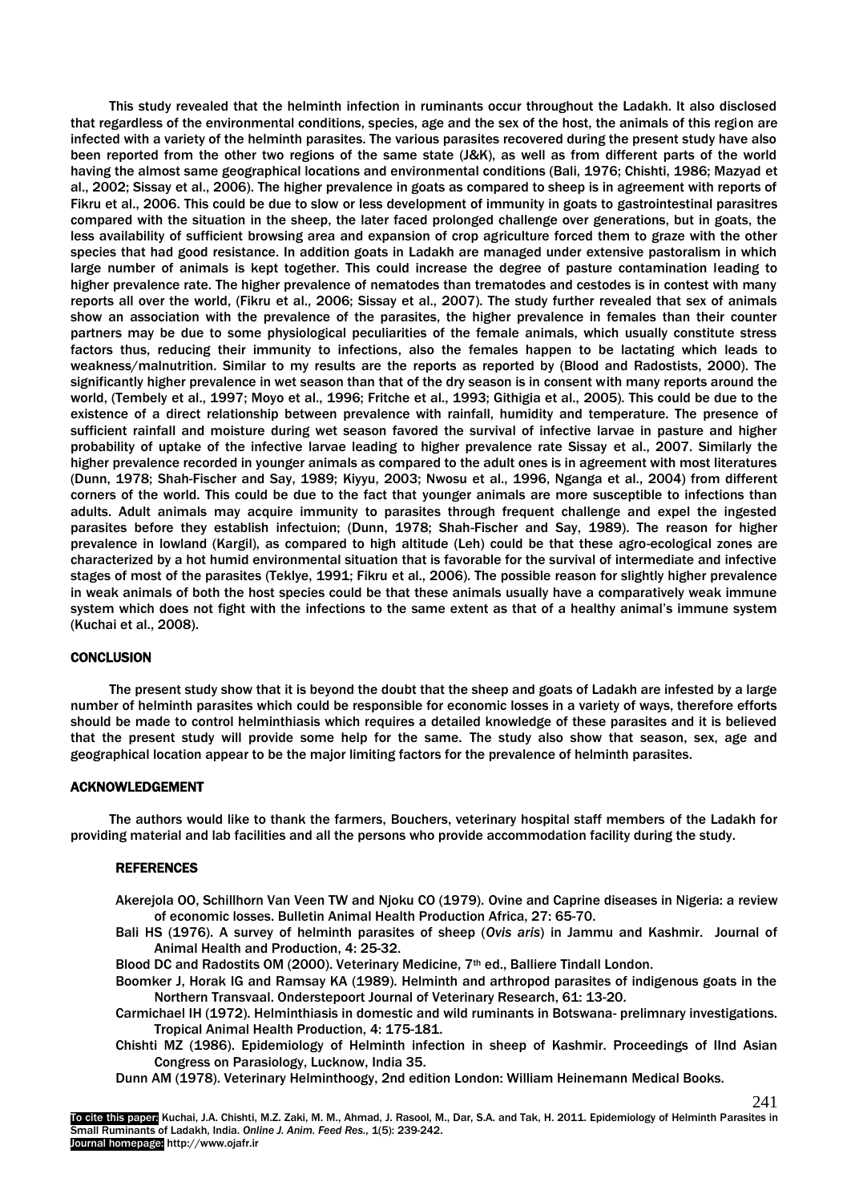This study revealed that the helminth infection in ruminants occur throughout the Ladakh. It also disclosed that regardless of the environmental conditions, species, age and the sex of the host, the animals of this region are infected with a variety of the helminth parasites. The various parasites recovered during the present study have also been reported from the other two regions of the same state (J&K), as well as from different parts of the world having the almost same geographical locations and environmental conditions (Bali, 1976; Chishti, 1986; Mazyad et al., 2002; Sissay et al., 2006). The higher prevalence in goats as compared to sheep is in agreement with reports of Fikru et al., 2006. This could be due to slow or less development of immunity in goats to gastrointestinal parasitres compared with the situation in the sheep, the later faced prolonged challenge over generations, but in goats, the less availability of sufficient browsing area and expansion of crop agriculture forced them to graze with the other species that had good resistance. In addition goats in Ladakh are managed under extensive pastoralism in which large number of animals is kept together. This could increase the degree of pasture contamination leading to higher prevalence rate. The higher prevalence of nematodes than trematodes and cestodes is in contest with many reports all over the world, (Fikru et al., 2006; Sissay et al., 2007). The study further revealed that sex of animals show an association with the prevalence of the parasites, the higher prevalence in females than their counter partners may be due to some physiological peculiarities of the female animals, which usually constitute stress factors thus, reducing their immunity to infections, also the females happen to be lactating which leads to weakness/malnutrition. Similar to my results are the reports as reported by (Blood and Radostists, 2000). The significantly higher prevalence in wet season than that of the dry season is in consent with many reports around the world, (Tembely et al., 1997; Moyo et al., 1996; Fritche et al., 1993; Githigia et al., 2005). This could be due to the existence of a direct relationship between prevalence with rainfall, humidity and temperature. The presence of sufficient rainfall and moisture during wet season favored the survival of infective larvae in pasture and higher probability of uptake of the infective larvae leading to higher prevalence rate Sissay et al., 2007. Similarly the higher prevalence recorded in younger animals as compared to the adult ones is in agreement with most literatures (Dunn, 1978; Shah-Fischer and Say, 1989; Kiyyu, 2003; Nwosu et al., 1996, Nganga et al., 2004) from different corners of the world. This could be due to the fact that younger animals are more susceptible to infections than adults. Adult animals may acquire immunity to parasites through frequent challenge and expel the ingested parasites before they establish infectuion; (Dunn, 1978; Shah-Fischer and Say, 1989). The reason for higher prevalence in lowland (Kargil), as compared to high altitude (Leh) could be that these agro-ecological zones are characterized by a hot humid environmental situation that is favorable for the survival of intermediate and infective stages of most of the parasites (Teklye, 1991; Fikru et al., 2006). The possible reason for slightly higher prevalence in weak animals of both the host species could be that these animals usually have a comparatively weak immune system which does not fight with the infections to the same extent as that of a healthy animal's immune system (Kuchai et al., 2008).

## CONCLUSION

The present study show that it is beyond the doubt that the sheep and goats of Ladakh are infested by a large number of helminth parasites which could be responsible for economic losses in a variety of ways, therefore efforts should be made to control helminthiasis which requires a detailed knowledge of these parasites and it is believed that the present study will provide some help for the same. The study also show that season, sex, age and geographical location appear to be the major limiting factors for the prevalence of helminth parasites.

## ACKNOWLEDGEMENT

The authors would like to thank the farmers, Bouchers, veterinary hospital staff members of the Ladakh for providing material and lab facilities and all the persons who provide accommodation facility during the study.

## REFERENCES

Akerejola OO, Schillhorn Van Veen TW and Njoku CO (1979). Ovine and Caprine diseases in Nigeria: a review of economic losses. Bulletin Animal Health Production Africa, 27: 65-70.

Bali HS (1976). A survey of helminth parasites of sheep (*Ovis aris*) in Jammu and Kashmir. Journal of Animal Health and Production, 4: 25-32.

Blood DC and Radostits OM (2000). Veterinary Medicine, 7th ed., Balliere Tindall London.

Boomker J, Horak IG and Ramsay KA (1989). Helminth and arthropod parasites of indigenous goats in the Northern Transvaal. Onderstepoort Journal of Veterinary Research, 61: 13-20.

Carmichael IH (1972). Helminthiasis in domestic and wild ruminants in Botswana- prelimnary investigations. Tropical Animal Health Production, 4: 175-181.

Chishti MZ (1986). Epidemiology of Helminth infection in sheep of Kashmir. Proceedings of IInd Asian Congress on Parasiology, Lucknow, India 35.

Dunn AM (1978). Veterinary Helminthoogy, 2nd edition London: William Heinemann Medical Books.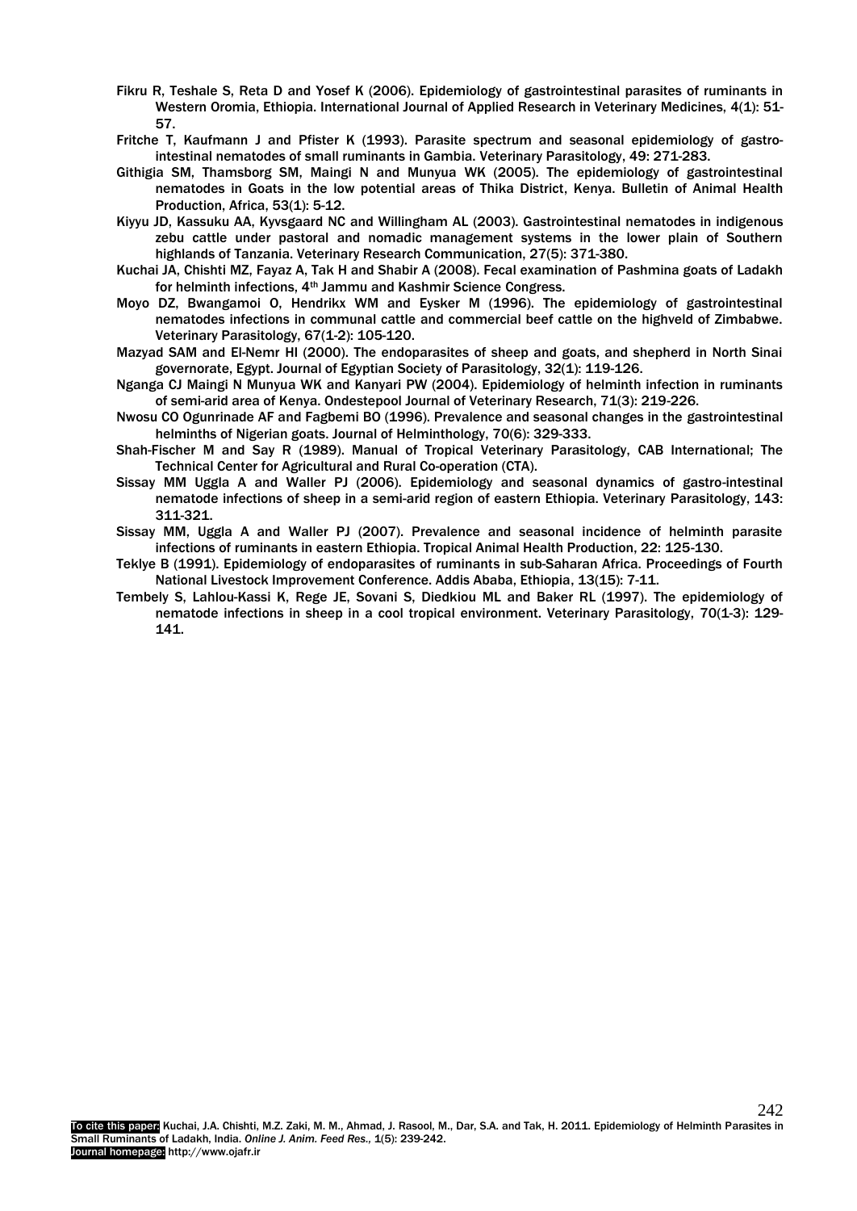Fikru R, Teshale S, Reta D and Yosef K (2006). Epidemiology of gastrointestinal parasites of ruminants in Western Oromia, Ethiopia. International Journal of Applied Research in Veterinary Medicines, 4(1): 51-57.

Fritche T, Kaufmann J and Pfister K (1993). Parasite spectrum and seasonal epidemiology of gastro-intestinal nematodes of small ruminants in Gambia. Veterinary Parasitology, 49: 271-283.

Githigia SM, Thamsborg SM, Maingi N and Munyua WK (2005). The epidemiology of gastrointestinal nematodes in Goats in the low potential areas of Thika District, Kenya. Bulletin of Animal Health Production, Africa, 53(1): 5-12.

Kiyyu JD, Kassuku AA, Kyvsgaard NC and Willingham AL (2003). Gastrointestinal nematodes in indigenous zebu cattle under pastoral and nomadic management systems in the lower plain of Southern highlands of Tanzania. Veterinary Research Communication, 27(5): 371-380.

Kuchai JA, Chishti MZ, Fayaz A, Tak H and Shabir A (2008). Fecal examination of Pashmina goats of Ladakh for helminth infections, 4th Jammu and Kashmir Science Congress.

Moyo DZ, Bwangamoi O, Hendrikx WM and Eysker M (1996). The epidemiology of gastrointestinal nematodes infections in communal cattle and commercial beef cattle on the highveld of Zimbabwe. Veterinary Parasitology, 67(1-2): 105-120.

Mazyad SAM and El-Nemr HI (2000). The endoparasites of sheep and goats, and shepherd in North Sinai governorate, Egypt. Journal of Egyptian Society of Parasitology, 32(1): 119-126.

Nganga CJ Maingi N Munyua WK and Kanyari PW (2004). Epidemiology of helminth infection in ruminants of semi-arid area of Kenya. Ondestepool Journal of Veterinary Research, 71(3): 219-226.

Nwosu CO Ogunrinade AF and Fagbemi BO (1996). Prevalence and seasonal changes in the gastrointestinal helminths of Nigerian goats. Journal of Helminthology, 70(6): 329-333.

Shah-Fischer M and Say R (1989). Manual of Tropical Veterinary Parasitology, CAB International; The Technical Center for Agricultural and Rural Co-operation (CTA).

Sissay MM Uggla A and Waller PJ (2006). Epidemiology and seasonal dynamics of gastro-intestinal nematode infections of sheep in a semi-arid region of eastern Ethiopia. Veterinary Parasitology, 143: 311-321.

Sissay MM, Uggla A and Waller PJ (2007). Prevalence and seasonal incidence of helminth parasite infections of ruminants in eastern Ethiopia. Tropical Animal Health Production, 22: 125-130.

Teklye B (1991). Epidemiology of endoparasites of ruminants in sub-Saharan Africa. Proceedings of Fourth National Livestock Improvement Conference. Addis Ababa, Ethiopia, 13(15): 7-11.

Tembely S, Lahlou-Kassi K, Rege JE, Sovani S, Diedkiou ML and Baker RL (1997). The epidemiology of nematode infections in sheep in a cool tropical environment. Veterinary Parasitology, 70(1-3): 129-141.